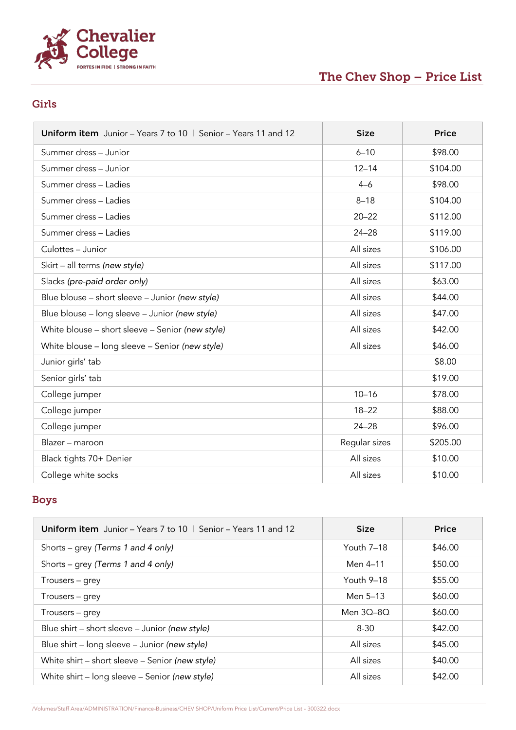Chevalier College

FORTES IN FIDE | STRONG IN FAITH

# The Chev Shop – Price List

## Girls

| **Uniform item** Junior – Years 7 to 10 \| Senior – Years 11 and 12 | Size | Price |
|---|---|---|
| Summer dress – Junior | 6–10 | $98.00 |
| Summer dress – Junior | 12–14 | $104.00 |
| Summer dress – Ladies | 4–6 | $98.00 |
| Summer dress – Ladies | 8–18 | $104.00 |
| Summer dress – Ladies | 20–22 | $112.00 |
| Summer dress – Ladies | 24–28 | $119.00 |
| Culottes – Junior | All sizes | $106.00 |
| Skirt – all terms *(new style)* | All sizes | $117.00 |
| Slacks *(pre-paid order only)* | All sizes | $63.00 |
| Blue blouse – short sleeve – Junior *(new style)* | All sizes | $44.00 |
| Blue blouse – long sleeve – Junior *(new style)* | All sizes | $47.00 |
| White blouse – short sleeve – Senior *(new style)* | All sizes | $42.00 |
| White blouse – long sleeve – Senior *(new style)* | All sizes | $46.00 |
| Junior girls' tab | | $8.00 |
| Senior girls' tab | | $19.00 |
| College jumper | 10–16 | $78.00 |
| College jumper | 18–22 | $88.00 |
| College jumper | 24–28 | $96.00 |
| Blazer – maroon | Regular sizes | $205.00 |
| Black tights 70+ Denier | All sizes | $10.00 |
| College white socks | All sizes | $10.00 |

## Boys

| **Uniform item** Junior – Years 7 to 10 \| Senior – Years 11 and 12 | Size | Price |
|---|---|---|
| Shorts – grey *(Terms 1 and 4 only)* | Youth 7–18 | $46.00 |
| Shorts – grey *(Terms 1 and 4 only)* | Men 4–11 | $50.00 |
| Trousers – grey | Youth 9–18 | $55.00 |
| Trousers – grey | Men 5–13 | $60.00 |
| Trousers – grey | Men 3Q–8Q | $60.00 |
| Blue shirt – short sleeve – Junior *(new style)* | 8-30 | $42.00 |
| Blue shirt – long sleeve – Junior *(new style)* | All sizes | $45.00 |
| White shirt – short sleeve – Senior *(new style)* | All sizes | $40.00 |
| White shirt – long sleeve – Senior *(new style)* | All sizes | $42.00 |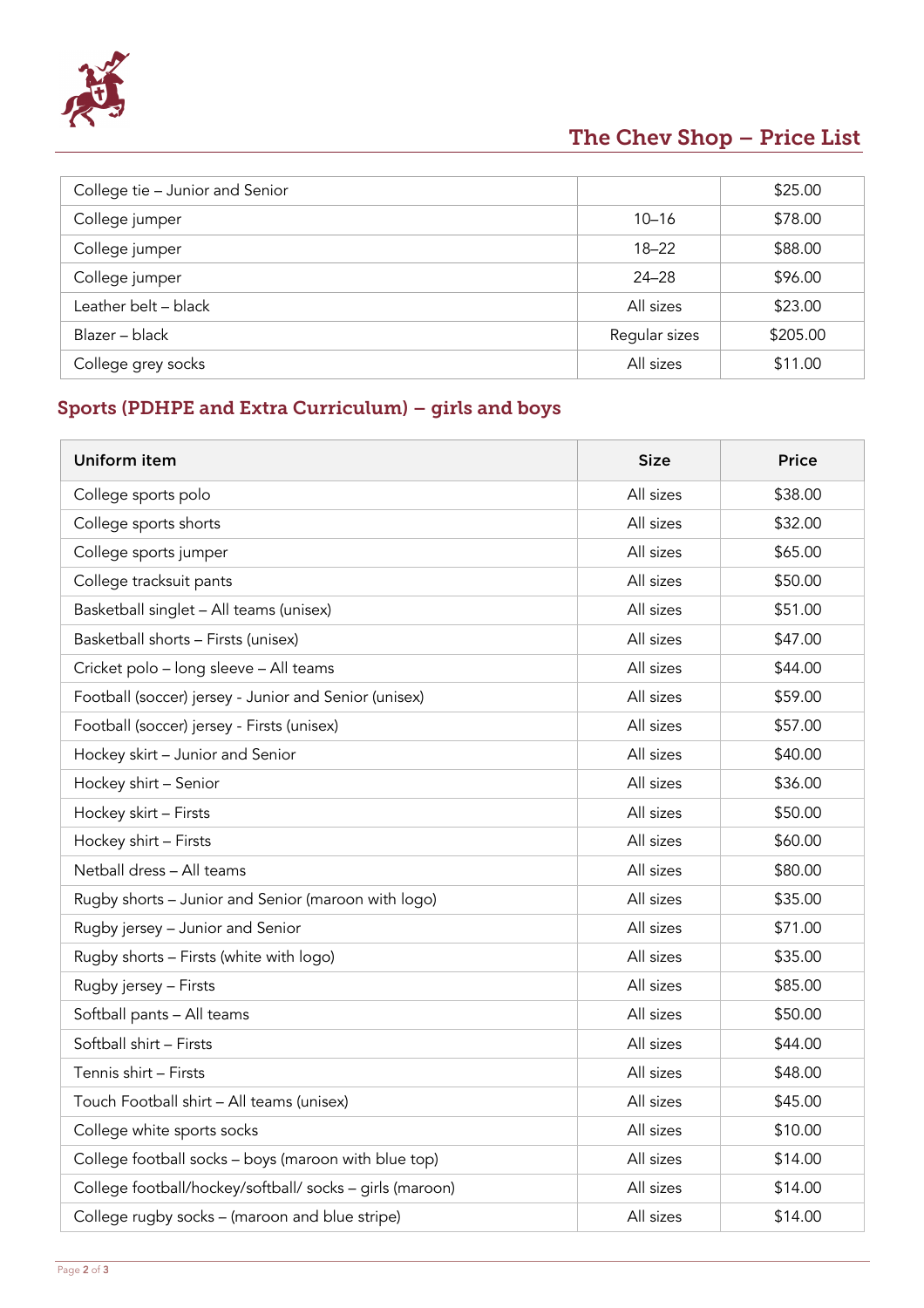## The Chev Shop – Price List

| | | |
|---|---|---|
| College tie – Junior and Senior | | $25.00 |
| College jumper | 10–16 | $78.00 |
| College jumper | 18–22 | $88.00 |
| College jumper | 24–28 | $96.00 |
| Leather belt – black | All sizes | $23.00 |
| Blazer – black | Regular sizes | $205.00 |
| College grey socks | All sizes | $11.00 |

## Sports (PDHPE and Extra Curriculum) – girls and boys

| Uniform item | Size | Price |
|---|---|---|
| College sports polo | All sizes | $38.00 |
| College sports shorts | All sizes | $32.00 |
| College sports jumper | All sizes | $65.00 |
| College tracksuit pants | All sizes | $50.00 |
| Basketball singlet – All teams (unisex) | All sizes | $51.00 |
| Basketball shorts – Firsts (unisex) | All sizes | $47.00 |
| Cricket polo – long sleeve – All teams | All sizes | $44.00 |
| Football (soccer) jersey - Junior and Senior (unisex) | All sizes | $59.00 |
| Football (soccer) jersey - Firsts (unisex) | All sizes | $57.00 |
| Hockey skirt – Junior and Senior | All sizes | $40.00 |
| Hockey shirt – Senior | All sizes | $36.00 |
| Hockey skirt – Firsts | All sizes | $50.00 |
| Hockey shirt – Firsts | All sizes | $60.00 |
| Netball dress – All teams | All sizes | $80.00 |
| Rugby shorts – Junior and Senior (maroon with logo) | All sizes | $35.00 |
| Rugby jersey – Junior and Senior | All sizes | $71.00 |
| Rugby shorts – Firsts (white with logo) | All sizes | $35.00 |
| Rugby jersey – Firsts | All sizes | $85.00 |
| Softball pants – All teams | All sizes | $50.00 |
| Softball shirt – Firsts | All sizes | $44.00 |
| Tennis shirt – Firsts | All sizes | $48.00 |
| Touch Football shirt – All teams (unisex) | All sizes | $45.00 |
| College white sports socks | All sizes | $10.00 |
| College football socks – boys (maroon with blue top) | All sizes | $14.00 |
| College football/hockey/softball/ socks – girls (maroon) | All sizes | $14.00 |
| College rugby socks – (maroon and blue stripe) | All sizes | $14.00 |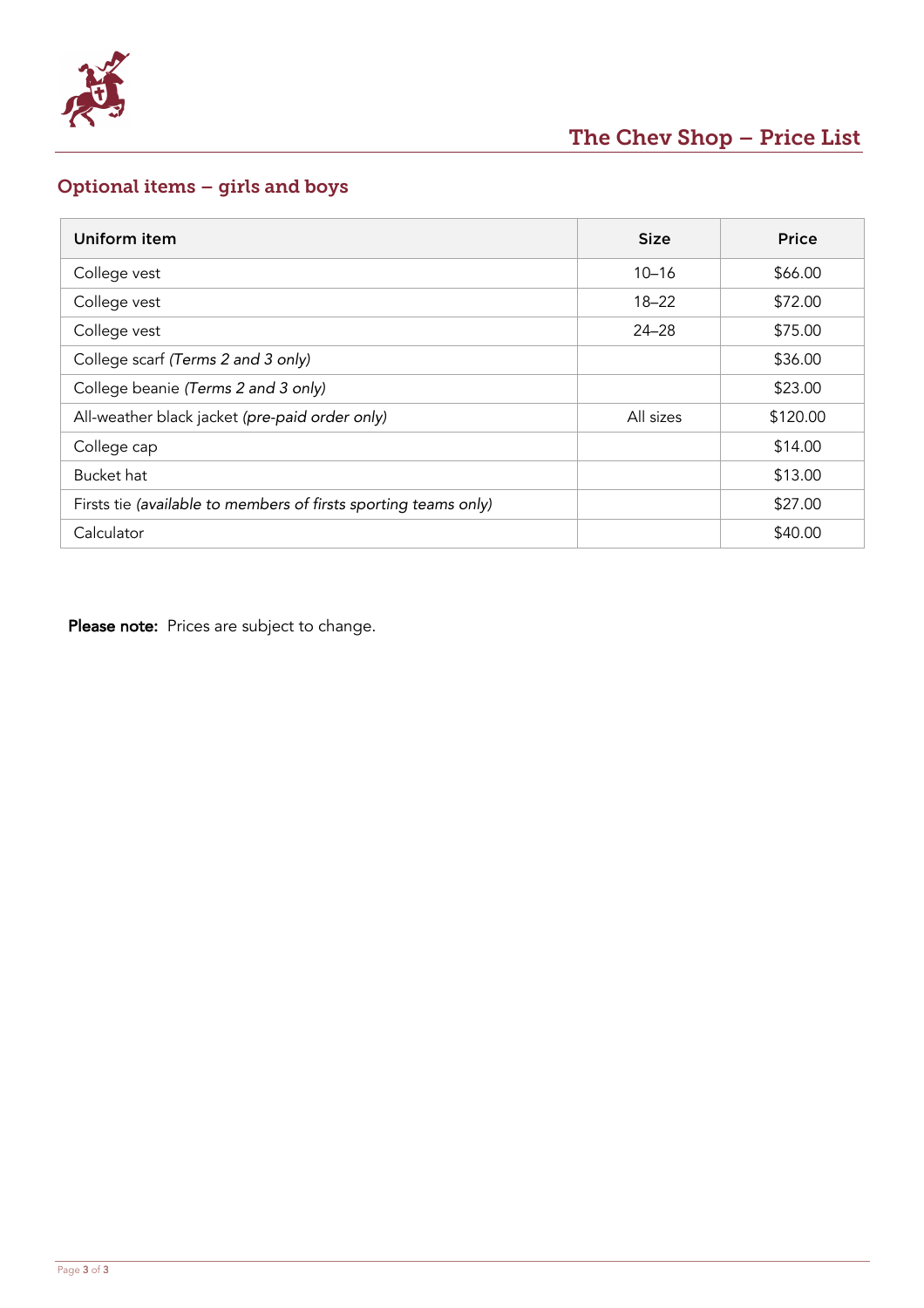# The Chev Shop – Price List

## Optional items – girls and boys

| Uniform item | Size | Price |
|---|---|---|
| College vest | 10–16 | $66.00 |
| College vest | 18–22 | $72.00 |
| College vest | 24–28 | $75.00 |
| College scarf *(Terms 2 and 3 only)* | | $36.00 |
| College beanie *(Terms 2 and 3 only)* | | $23.00 |
| All-weather black jacket *(pre-paid order only)* | All sizes | $120.00 |
| College cap | | $14.00 |
| Bucket hat | | $13.00 |
| Firsts tie *(available to members of firsts sporting teams only)* | | $27.00 |
| Calculator | | $40.00 |

**Please note:** Prices are subject to change.